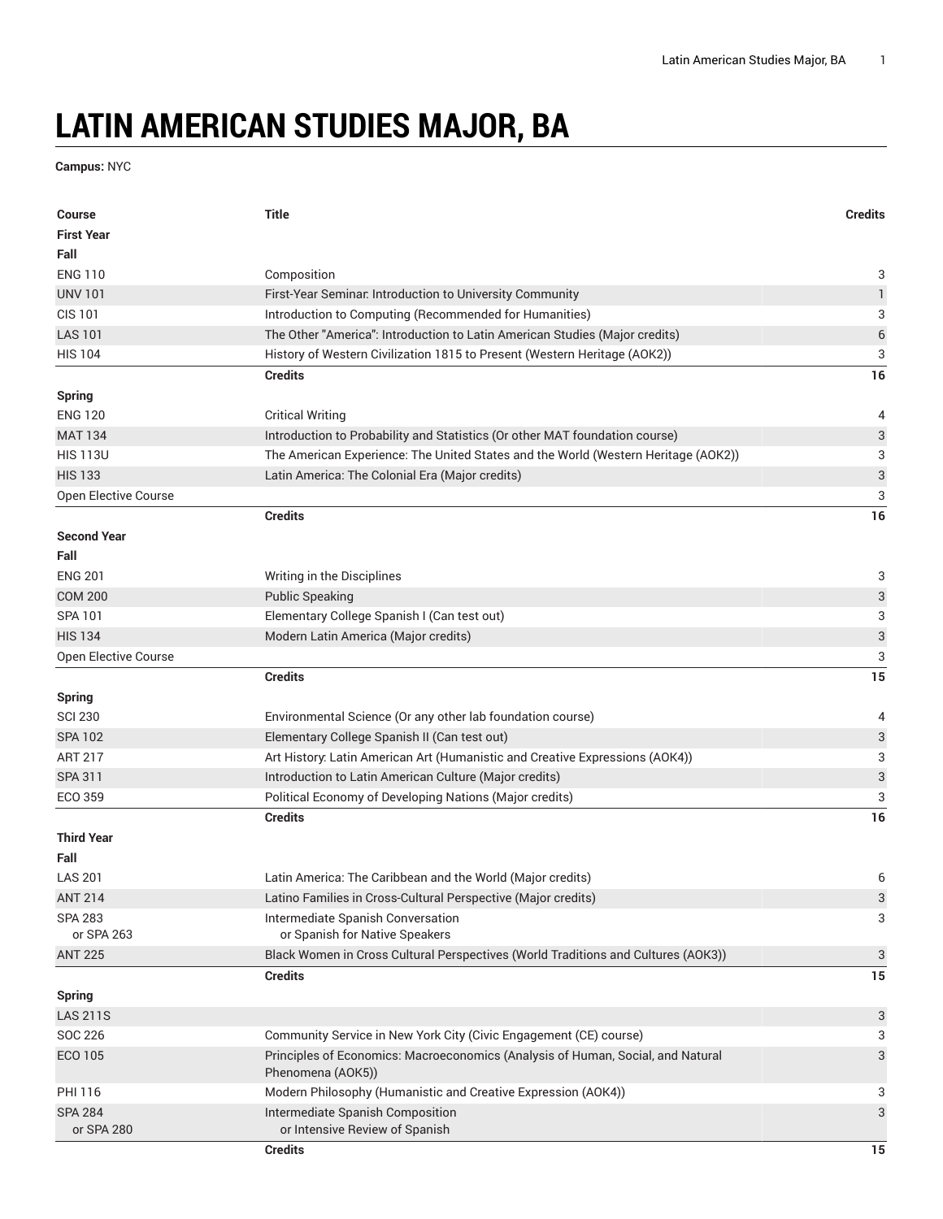# LATIN AMERICAN STUDIES MAJOR, BA

**Campus:** NYC

| Course | Title | Credits |
|---|---|---|
| **First Year** | | |
| **Fall** | | |
| ENG 110 | Composition | 3 |
| UNV 101 | First-Year Seminar: Introduction to University Community | 1 |
| CIS 101 | Introduction to Computing (Recommended for Humanities) | 3 |
| LAS 101 | The Other "America": Introduction to Latin American Studies (Major credits) | 6 |
| HIS 104 | History of Western Civilization 1815 to Present (Western Heritage (AOK2)) | 3 |
| | **Credits** | **16** |
| **Spring** | | |
| ENG 120 | Critical Writing | 4 |
| MAT 134 | Introduction to Probability and Statistics (Or other MAT foundation course) | 3 |
| HIS 113U | The American Experience: The United States and the World (Western Heritage (AOK2)) | 3 |
| HIS 133 | Latin America: The Colonial Era (Major credits) | 3 |
| Open Elective Course | | 3 |
| | **Credits** | **16** |
| **Second Year** | | |
| **Fall** | | |
| ENG 201 | Writing in the Disciplines | 3 |
| COM 200 | Public Speaking | 3 |
| SPA 101 | Elementary College Spanish I (Can test out) | 3 |
| HIS 134 | Modern Latin America (Major credits) | 3 |
| Open Elective Course | | 3 |
| | **Credits** | **15** |
| **Spring** | | |
| SCI 230 | Environmental Science (Or any other lab foundation course) | 4 |
| SPA 102 | Elementary College Spanish II (Can test out) | 3 |
| ART 217 | Art History: Latin American Art (Humanistic and Creative Expressions (AOK4)) | 3 |
| SPA 311 | Introduction to Latin American Culture (Major credits) | 3 |
| ECO 359 | Political Economy of Developing Nations (Major credits) | 3 |
| | **Credits** | **16** |
| **Third Year** | | |
| **Fall** | | |
| LAS 201 | Latin America: The Caribbean and the World (Major credits) | 6 |
| ANT 214 | Latino Families in Cross-Cultural Perspective (Major credits) | 3 |
| SPA 283 or SPA 263 | Intermediate Spanish Conversation or Spanish for Native Speakers | 3 |
| ANT 225 | Black Women in Cross Cultural Perspectives (World Traditions and Cultures (AOK3)) | 3 |
| | **Credits** | **15** |
| **Spring** | | |
| LAS 211S | | 3 |
| SOC 226 | Community Service in New York City (Civic Engagement (CE) course) | 3 |
| ECO 105 | Principles of Economics: Macroeconomics (Analysis of Human, Social, and Natural Phenomena (AOK5)) | 3 |
| PHI 116 | Modern Philosophy (Humanistic and Creative Expression (AOK4)) | 3 |
| SPA 284 or SPA 280 | Intermediate Spanish Composition or Intensive Review of Spanish | 3 |
| | **Credits** | **15** |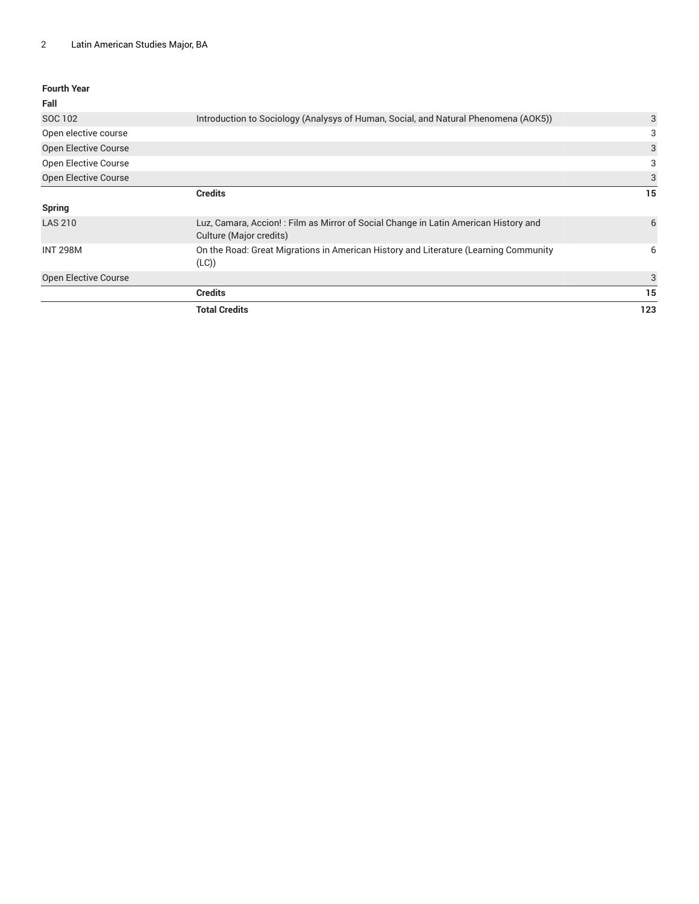| | | |
|---|---|---|
| **Fourth Year** | | |
| **Fall** | | |
| SOC 102 | Introduction to Sociology (Analysys of Human, Social, and Natural Phenomena (AOK5)) | 3 |
| Open elective course | | 3 |
| Open Elective Course | | 3 |
| Open Elective Course | | 3 |
| Open Elective Course | | 3 |
| | **Credits** | **15** |
| **Spring** | | |
| LAS 210 | Luz, Camara, Accion! : Film as Mirror of Social Change in Latin American History and Culture (Major credits) | 6 |
| INT 298M | On the Road: Great Migrations in American History and Literature (Learning Community (LC)) | 6 |
| Open Elective Course | | 3 |
| | **Credits** | **15** |
| | **Total Credits** | **123** |